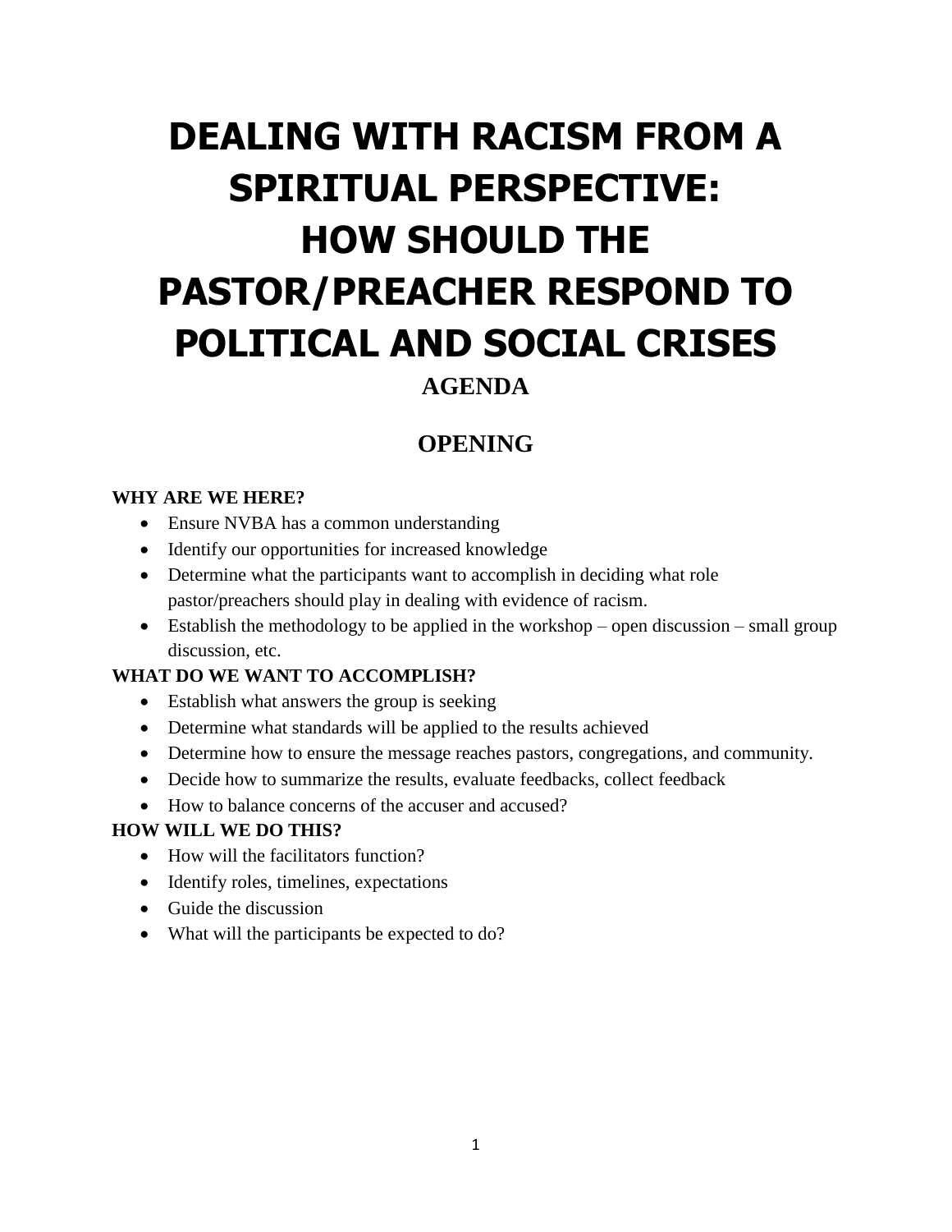# DEALING WITH RACISM FROM A SPIRITUAL PERSPECTIVE: HOW SHOULD THE PASTOR/PREACHER RESPOND TO POLITICAL AND SOCIAL CRISES

## AGENDA

## OPENING

**WHY ARE WE HERE?**

- Ensure NVBA has a common understanding
- Identify our opportunities for increased knowledge
- Determine what the participants want to accomplish in deciding what role pastor/preachers should play in dealing with evidence of racism.
- Establish the methodology to be applied in the workshop – open discussion – small group discussion, etc.

**WHAT DO WE WANT TO ACCOMPLISH?**

- Establish what answers the group is seeking
- Determine what standards will be applied to the results achieved
- Determine how to ensure the message reaches pastors, congregations, and community.
- Decide how to summarize the results, evaluate feedbacks, collect feedback
- How to balance concerns of the accuser and accused?

**HOW WILL WE DO THIS?**

- How will the facilitators function?
- Identify roles, timelines, expectations
- Guide the discussion
- What will the participants be expected to do?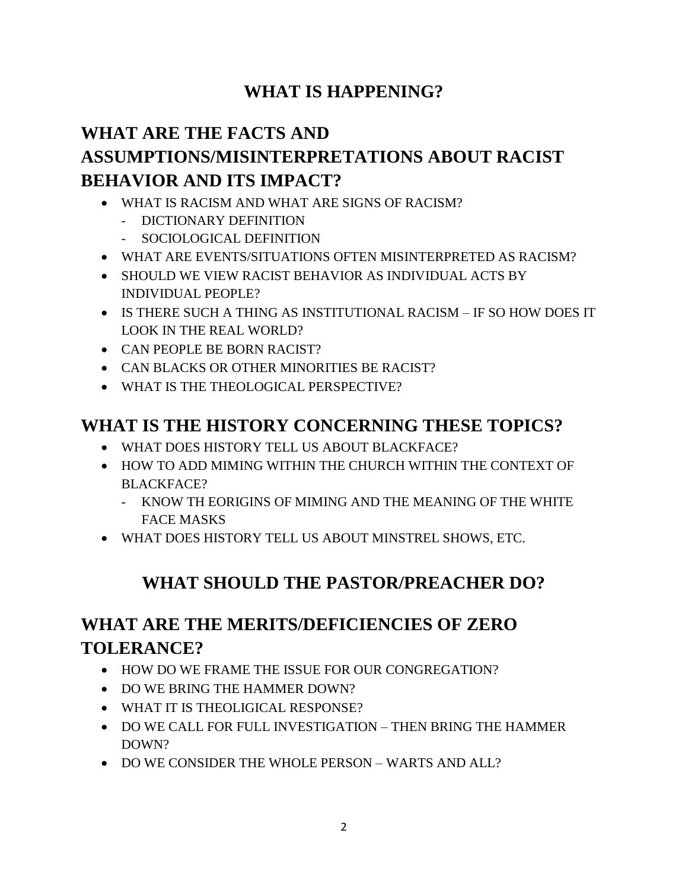# WHAT IS HAPPENING?

## WHAT ARE THE FACTS AND ASSUMPTIONS/MISINTERPRETATIONS ABOUT RACIST BEHAVIOR AND ITS IMPACT?

- WHAT IS RACISM AND WHAT ARE SIGNS OF RACISM?
  - DICTIONARY DEFINITION
  - SOCIOLOGICAL DEFINITION
- WHAT ARE EVENTS/SITUATIONS OFTEN MISINTERPRETED AS RACISM?
- SHOULD WE VIEW RACIST BEHAVIOR AS INDIVIDUAL ACTS BY INDIVIDUAL PEOPLE?
- IS THERE SUCH A THING AS INSTITUTIONAL RACISM – IF SO HOW DOES IT LOOK IN THE REAL WORLD?
- CAN PEOPLE BE BORN RACIST?
- CAN BLACKS OR OTHER MINORITIES BE RACIST?
- WHAT IS THE THEOLOGICAL PERSPECTIVE?

## WHAT IS THE HISTORY CONCERNING THESE TOPICS?

- WHAT DOES HISTORY TELL US ABOUT BLACKFACE?
- HOW TO ADD MIMING WITHIN THE CHURCH WITHIN THE CONTEXT OF BLACKFACE?
  - KNOW TH EORIGINS OF MIMING AND THE MEANING OF THE WHITE FACE MASKS
- WHAT DOES HISTORY TELL US ABOUT MINSTREL SHOWS, ETC.

# WHAT SHOULD THE PASTOR/PREACHER DO?

## WHAT ARE THE MERITS/DEFICIENCIES OF ZERO TOLERANCE?

- HOW DO WE FRAME THE ISSUE FOR OUR CONGREGATION?
- DO WE BRING THE HAMMER DOWN?
- WHAT IT IS THEOLIGICAL RESPONSE?
- DO WE CALL FOR FULL INVESTIGATION – THEN BRING THE HAMMER DOWN?
- DO WE CONSIDER THE WHOLE PERSON – WARTS AND ALL?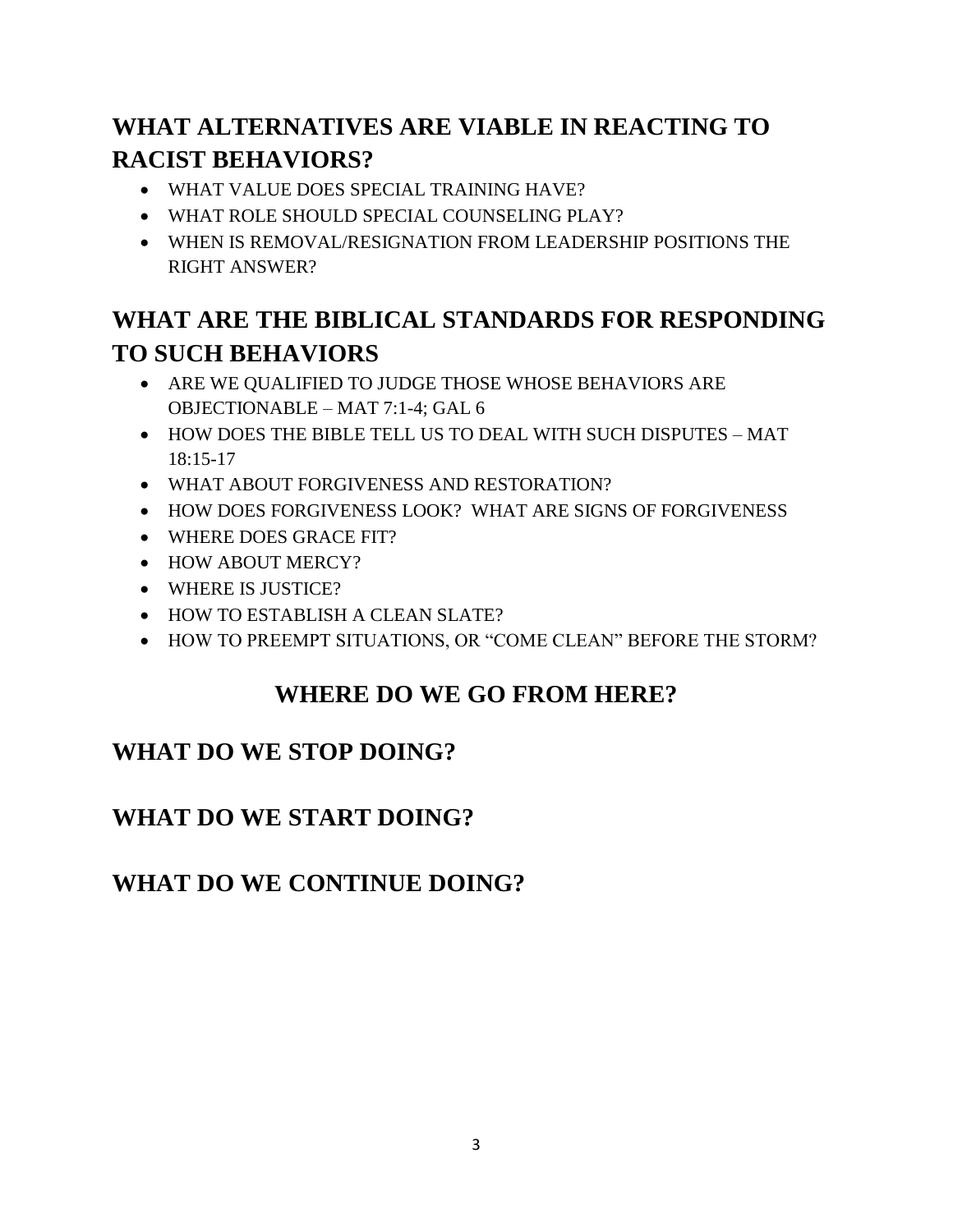## WHAT ALTERNATIVES ARE VIABLE IN REACTING TO RACIST BEHAVIORS?

- WHAT VALUE DOES SPECIAL TRAINING HAVE?
- WHAT ROLE SHOULD SPECIAL COUNSELING PLAY?
- WHEN IS REMOVAL/RESIGNATION FROM LEADERSHIP POSITIONS THE RIGHT ANSWER?

## WHAT ARE THE BIBLICAL STANDARDS FOR RESPONDING TO SUCH BEHAVIORS

- ARE WE QUALIFIED TO JUDGE THOSE WHOSE BEHAVIORS ARE OBJECTIONABLE – MAT 7:1-4; GAL 6
- HOW DOES THE BIBLE TELL US TO DEAL WITH SUCH DISPUTES – MAT 18:15-17
- WHAT ABOUT FORGIVENESS AND RESTORATION?
- HOW DOES FORGIVENESS LOOK? WHAT ARE SIGNS OF FORGIVENESS
- WHERE DOES GRACE FIT?
- HOW ABOUT MERCY?
- WHERE IS JUSTICE?
- HOW TO ESTABLISH A CLEAN SLATE?
- HOW TO PREEMPT SITUATIONS, OR "COME CLEAN" BEFORE THE STORM?

# WHERE DO WE GO FROM HERE?

## WHAT DO WE STOP DOING?

## WHAT DO WE START DOING?

## WHAT DO WE CONTINUE DOING?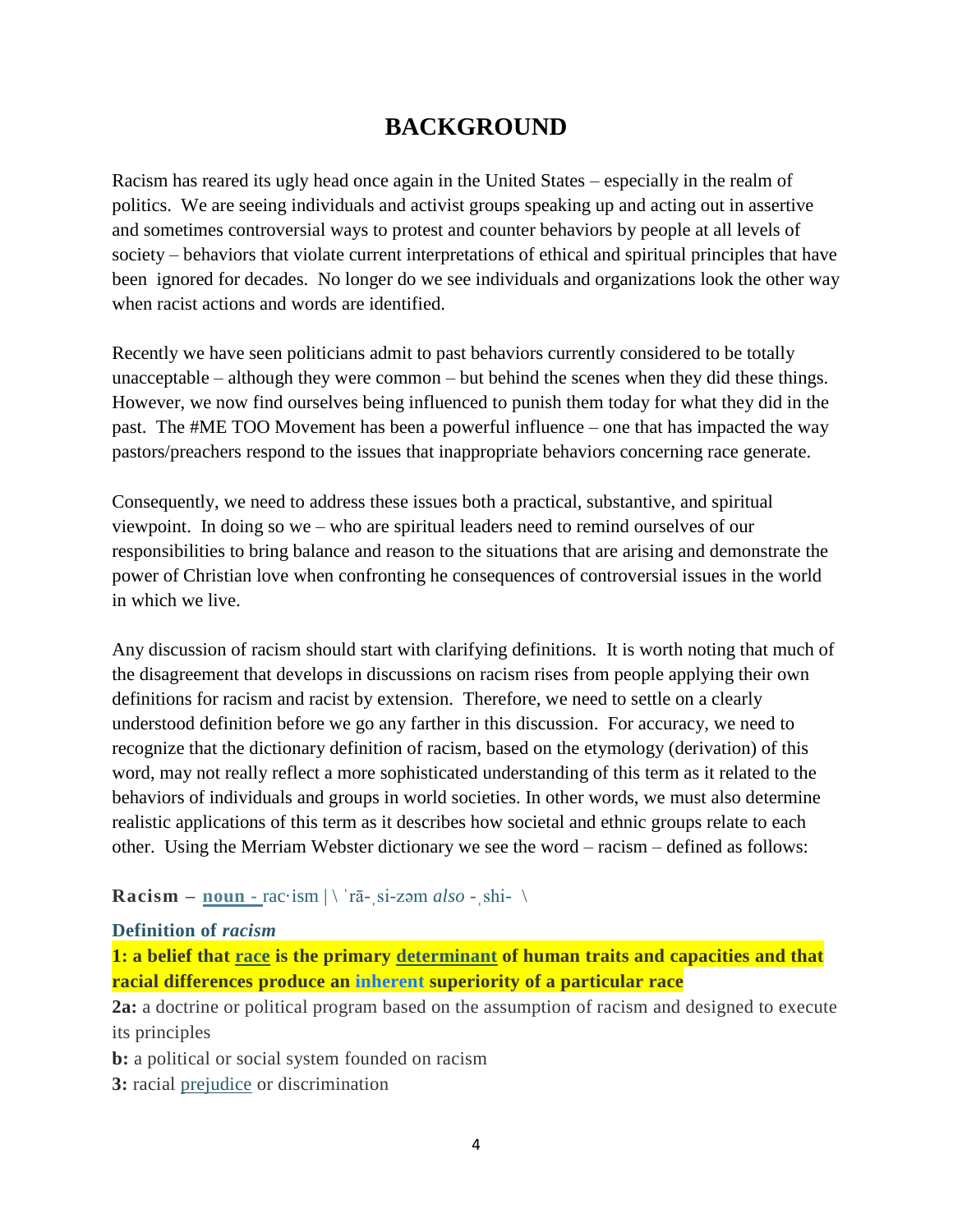# BACKGROUND

Racism has reared its ugly head once again in the United States – especially in the realm of politics. We are seeing individuals and activist groups speaking up and acting out in assertive and sometimes controversial ways to protest and counter behaviors by people at all levels of society – behaviors that violate current interpretations of ethical and spiritual principles that have been ignored for decades. No longer do we see individuals and organizations look the other way when racist actions and words are identified.

Recently we have seen politicians admit to past behaviors currently considered to be totally unacceptable – although they were common – but behind the scenes when they did these things. However, we now find ourselves being influenced to punish them today for what they did in the past. The #ME TOO Movement has been a powerful influence – one that has impacted the way pastors/preachers respond to the issues that inappropriate behaviors concerning race generate.

Consequently, we need to address these issues both a practical, substantive, and spiritual viewpoint. In doing so we – who are spiritual leaders need to remind ourselves of our responsibilities to bring balance and reason to the situations that are arising and demonstrate the power of Christian love when confronting he consequences of controversial issues in the world in which we live.

Any discussion of racism should start with clarifying definitions. It is worth noting that much of the disagreement that develops in discussions on racism rises from people applying their own definitions for racism and racist by extension. Therefore, we need to settle on a clearly understood definition before we go any farther in this discussion. For accuracy, we need to recognize that the dictionary definition of racism, based on the etymology (derivation) of this word, may not really reflect a more sophisticated understanding of this term as it related to the behaviors of individuals and groups in world societies. In other words, we must also determine realistic applications of this term as it describes how societal and ethnic groups relate to each other. Using the Merriam Webster dictionary we see the word – racism – defined as follows:

**Racism** – **noun** - rac·ism | \ ˈrā-ˌsi-zəm *also* -ˌshi- \

**Definition of *racism***

**1: a belief that race is the primary determinant of human traits and capacities and that racial differences produce an inherent superiority of a particular race**

**2a:** a doctrine or political program based on the assumption of racism and designed to execute its principles

**b:** a political or social system founded on racism

**3:** racial prejudice or discrimination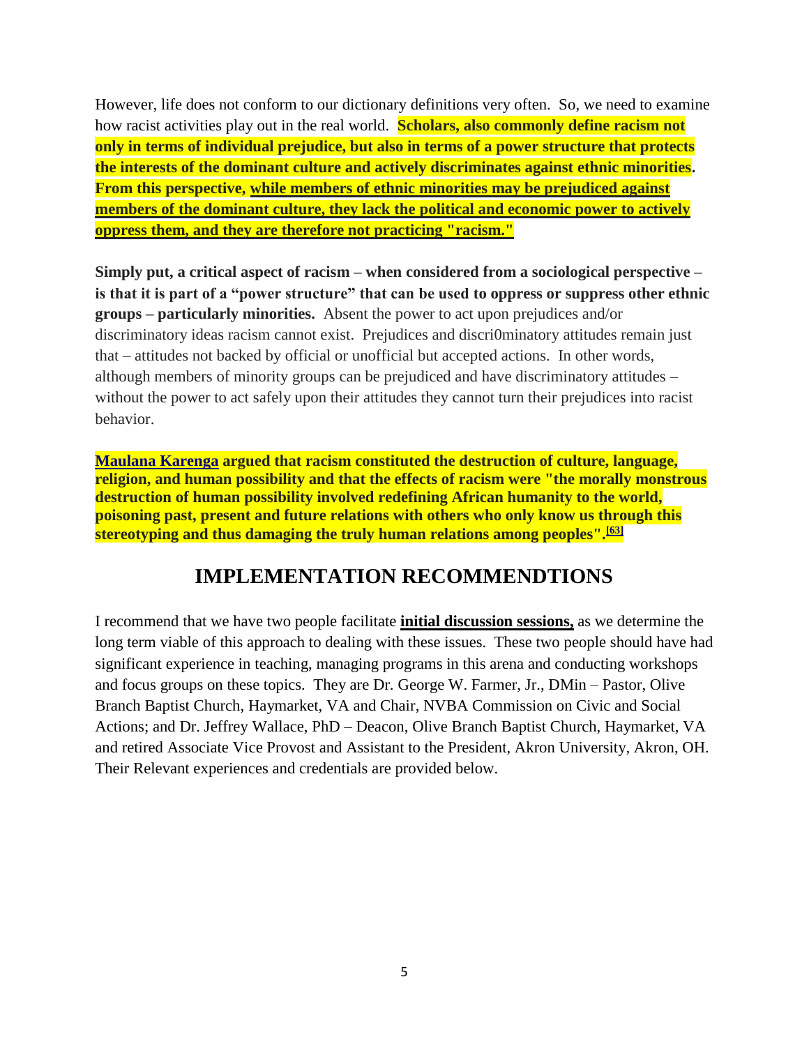However, life does not conform to our dictionary definitions very often. So, we need to examine how racist activities play out in the real world. **Scholars, also commonly define racism not only in terms of individual prejudice, but also in terms of a power structure that protects the interests of the dominant culture and actively discriminates against ethnic minorities. From this perspective, while members of ethnic minorities may be prejudiced against members of the dominant culture, they lack the political and economic power to actively oppress them, and they are therefore not practicing "racism."**

**Simply put, a critical aspect of racism – when considered from a sociological perspective – is that it is part of a "power structure" that can be used to oppress or suppress other ethnic groups – particularly minorities.** Absent the power to act upon prejudices and/or discriminatory ideas racism cannot exist. Prejudices and discri0minatory attitudes remain just that – attitudes not backed by official or unofficial but accepted actions. In other words, although members of minority groups can be prejudiced and have discriminatory attitudes – without the power to act safely upon their attitudes they cannot turn their prejudices into racist behavior.

**Maulana Karenga argued that racism constituted the destruction of culture, language, religion, and human possibility and that the effects of racism were "the morally monstrous destruction of human possibility involved redefining African humanity to the world, poisoning past, present and future relations with others who only know us through this stereotyping and thus damaging the truly human relations among peoples".[63]**

## IMPLEMENTATION RECOMMENDTIONS

I recommend that we have two people facilitate **initial discussion sessions,** as we determine the long term viable of this approach to dealing with these issues. These two people should have had significant experience in teaching, managing programs in this arena and conducting workshops and focus groups on these topics. They are Dr. George W. Farmer, Jr., DMin – Pastor, Olive Branch Baptist Church, Haymarket, VA and Chair, NVBA Commission on Civic and Social Actions; and Dr. Jeffrey Wallace, PhD – Deacon, Olive Branch Baptist Church, Haymarket, VA and retired Associate Vice Provost and Assistant to the President, Akron University, Akron, OH. Their Relevant experiences and credentials are provided below.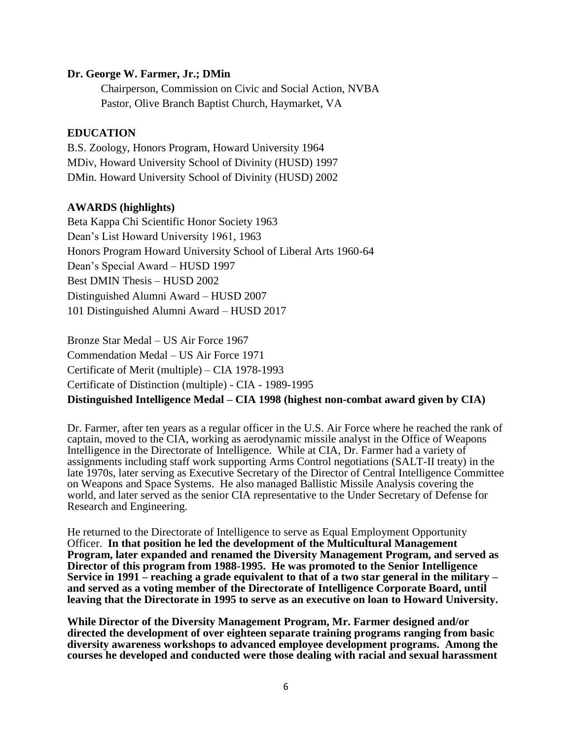**Dr. George W. Farmer, Jr.; DMin**

Chairperson, Commission on Civic and Social Action, NVBA
Pastor, Olive Branch Baptist Church, Haymarket, VA

**EDUCATION**

B.S. Zoology, Honors Program, Howard University 1964
MDiv, Howard University School of Divinity (HUSD) 1997
DMin. Howard University School of Divinity (HUSD) 2002

**AWARDS (highlights)**

Beta Kappa Chi Scientific Honor Society 1963
Dean's List Howard University 1961, 1963
Honors Program Howard University School of Liberal Arts 1960-64
Dean's Special Award – HUSD 1997
Best DMIN Thesis – HUSD 2002
Distinguished Alumni Award – HUSD 2007
101 Distinguished Alumni Award – HUSD 2017

Bronze Star Medal – US Air Force 1967
Commendation Medal – US Air Force 1971
Certificate of Merit (multiple) – CIA 1978-1993
Certificate of Distinction (multiple) - CIA - 1989-1995
**Distinguished Intelligence Medal – CIA 1998 (highest non-combat award given by CIA)**

Dr. Farmer, after ten years as a regular officer in the U.S. Air Force where he reached the rank of captain, moved to the CIA, working as aerodynamic missile analyst in the Office of Weapons Intelligence in the Directorate of Intelligence. While at CIA, Dr. Farmer had a variety of assignments including staff work supporting Arms Control negotiations (SALT-II treaty) in the late 1970s, later serving as Executive Secretary of the Director of Central Intelligence Committee on Weapons and Space Systems. He also managed Ballistic Missile Analysis covering the world, and later served as the senior CIA representative to the Under Secretary of Defense for Research and Engineering.

He returned to the Directorate of Intelligence to serve as Equal Employment Opportunity Officer. **In that position he led the development of the Multicultural Management Program, later expanded and renamed the Diversity Management Program, and served as Director of this program from 1988-1995. He was promoted to the Senior Intelligence Service in 1991 – reaching a grade equivalent to that of a two star general in the military – and served as a voting member of the Directorate of Intelligence Corporate Board, until leaving that the Directorate in 1995 to serve as an executive on loan to Howard University.**

**While Director of the Diversity Management Program, Mr. Farmer designed and/or directed the development of over eighteen separate training programs ranging from basic diversity awareness workshops to advanced employee development programs. Among the courses he developed and conducted were those dealing with racial and sexual harassment**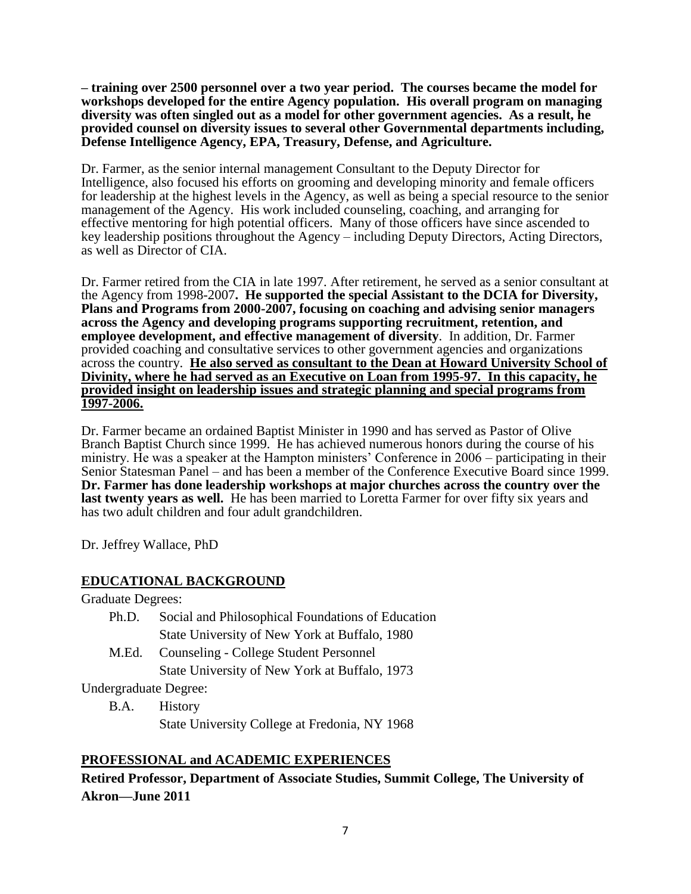**– training over 2500 personnel over a two year period. The courses became the model for workshops developed for the entire Agency population. His overall program on managing diversity was often singled out as a model for other government agencies. As a result, he provided counsel on diversity issues to several other Governmental departments including, Defense Intelligence Agency, EPA, Treasury, Defense, and Agriculture.**

Dr. Farmer, as the senior internal management Consultant to the Deputy Director for Intelligence, also focused his efforts on grooming and developing minority and female officers for leadership at the highest levels in the Agency, as well as being a special resource to the senior management of the Agency. His work included counseling, coaching, and arranging for effective mentoring for high potential officers. Many of those officers have since ascended to key leadership positions throughout the Agency – including Deputy Directors, Acting Directors, as well as Director of CIA.

Dr. Farmer retired from the CIA in late 1997. After retirement, he served as a senior consultant at the Agency from 1998-2007**. He supported the special Assistant to the DCIA for Diversity, Plans and Programs from 2000-2007, focusing on coaching and advising senior managers across the Agency and developing programs supporting recruitment, retention, and employee development, and effective management of diversity**. In addition, Dr. Farmer provided coaching and consultative services to other government agencies and organizations across the country. <u>**He also served as consultant to the Dean at Howard University School of Divinity, where he had served as an Executive on Loan from 1995-97. In this capacity, he provided insight on leadership issues and strategic planning and special programs from 1997-2006.**</u>

Dr. Farmer became an ordained Baptist Minister in 1990 and has served as Pastor of Olive Branch Baptist Church since 1999. He has achieved numerous honors during the course of his ministry. He was a speaker at the Hampton ministers' Conference in 2006 – participating in their Senior Statesman Panel – and has been a member of the Conference Executive Board since 1999. **Dr. Farmer has done leadership workshops at major churches across the country over the last twenty years as well.** He has been married to Loretta Farmer for over fifty six years and has two adult children and four adult grandchildren.

Dr. Jeffrey Wallace, PhD

## <u>EDUCATIONAL BACKGROUND</u>

Graduate Degrees:

- Ph.D. Social and Philosophical Foundations of Education
  State University of New York at Buffalo, 1980
- M.Ed. Counseling - College Student Personnel
  State University of New York at Buffalo, 1973

Undergraduate Degree:

- B.A. History
  State University College at Fredonia, NY 1968

## <u>PROFESSIONAL and ACADEMIC EXPERIENCES</u>

**Retired Professor, Department of Associate Studies, Summit College, The University of Akron—June 2011**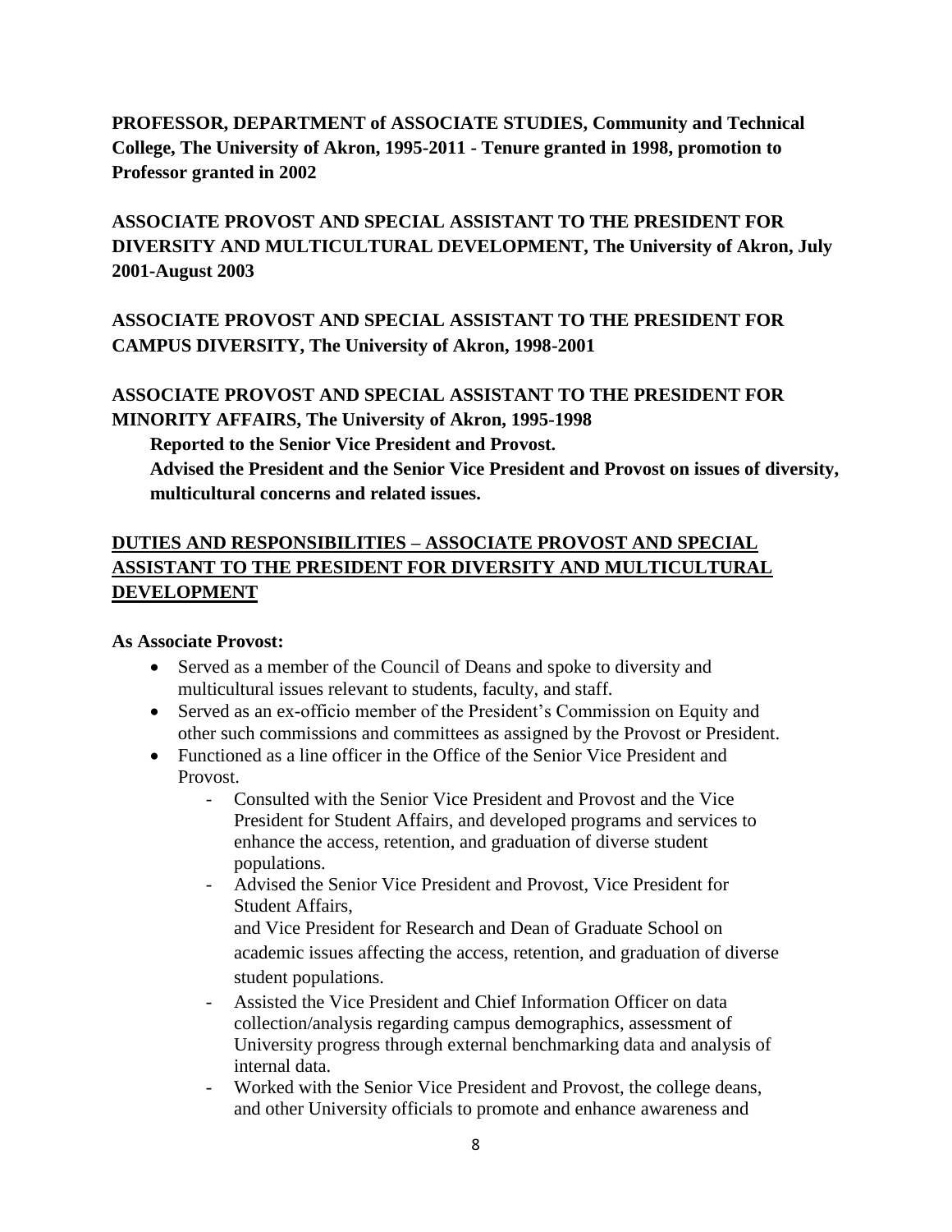**PROFESSOR, DEPARTMENT of ASSOCIATE STUDIES, Community and Technical College, The University of Akron, 1995-2011 - Tenure granted in 1998, promotion to Professor granted in 2002**

**ASSOCIATE PROVOST AND SPECIAL ASSISTANT TO THE PRESIDENT FOR DIVERSITY AND MULTICULTURAL DEVELOPMENT, The University of Akron, July 2001-August 2003**

**ASSOCIATE PROVOST AND SPECIAL ASSISTANT TO THE PRESIDENT FOR CAMPUS DIVERSITY, The University of Akron, 1998-2001**

**ASSOCIATE PROVOST AND SPECIAL ASSISTANT TO THE PRESIDENT FOR MINORITY AFFAIRS, The University of Akron, 1995-1998**

**Reported to the Senior Vice President and Provost.**

**Advised the President and the Senior Vice President and Provost on issues of diversity, multicultural concerns and related issues.**

## DUTIES AND RESPONSIBILITIES – ASSOCIATE PROVOST AND SPECIAL ASSISTANT TO THE PRESIDENT FOR DIVERSITY AND MULTICULTURAL DEVELOPMENT

**As Associate Provost:**

- Served as a member of the Council of Deans and spoke to diversity and multicultural issues relevant to students, faculty, and staff.
- Served as an ex-officio member of the President's Commission on Equity and other such commissions and committees as assigned by the Provost or President.
- Functioned as a line officer in the Office of the Senior Vice President and Provost.
  - Consulted with the Senior Vice President and Provost and the Vice President for Student Affairs, and developed programs and services to enhance the access, retention, and graduation of diverse student populations.
  - Advised the Senior Vice President and Provost, Vice President for Student Affairs, and Vice President for Research and Dean of Graduate School on academic issues affecting the access, retention, and graduation of diverse student populations.
  - Assisted the Vice President and Chief Information Officer on data collection/analysis regarding campus demographics, assessment of University progress through external benchmarking data and analysis of internal data.
  - Worked with the Senior Vice President and Provost, the college deans, and other University officials to promote and enhance awareness and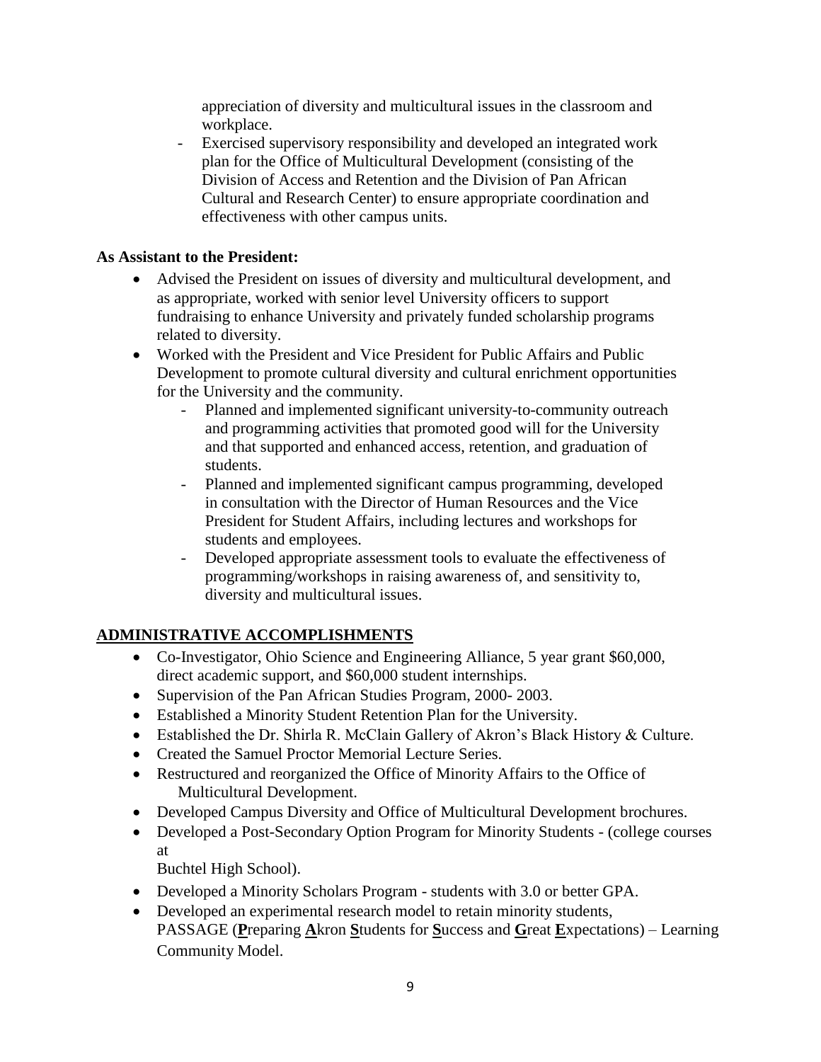appreciation of diversity and multicultural issues in the classroom and workplace.

- Exercised supervisory responsibility and developed an integrated work plan for the Office of Multicultural Development (consisting of the Division of Access and Retention and the Division of Pan African Cultural and Research Center) to ensure appropriate coordination and effectiveness with other campus units.

**As Assistant to the President:**

- Advised the President on issues of diversity and multicultural development, and as appropriate, worked with senior level University officers to support fundraising to enhance University and privately funded scholarship programs related to diversity.
- Worked with the President and Vice President for Public Affairs and Public Development to promote cultural diversity and cultural enrichment opportunities for the University and the community.
  - Planned and implemented significant university-to-community outreach and programming activities that promoted good will for the University and that supported and enhanced access, retention, and graduation of students.
  - Planned and implemented significant campus programming, developed in consultation with the Director of Human Resources and the Vice President for Student Affairs, including lectures and workshops for students and employees.
  - Developed appropriate assessment tools to evaluate the effectiveness of programming/workshops in raising awareness of, and sensitivity to, diversity and multicultural issues.

## ADMINISTRATIVE ACCOMPLISHMENTS

- Co-Investigator, Ohio Science and Engineering Alliance, 5 year grant $60,000, direct academic support, and $60,000 student internships.
- Supervision of the Pan African Studies Program, 2000- 2003.
- Established a Minority Student Retention Plan for the University.
- Established the Dr. Shirla R. McClain Gallery of Akron's Black History & Culture.
- Created the Samuel Proctor Memorial Lecture Series.
- Restructured and reorganized the Office of Minority Affairs to the Office of Multicultural Development.
- Developed Campus Diversity and Office of Multicultural Development brochures.
- Developed a Post-Secondary Option Program for Minority Students - (college courses at Buchtel High School).
- Developed a Minority Scholars Program - students with 3.0 or better GPA.
- Developed an experimental research model to retain minority students, PASSAGE (**P**reparing **A**kron **S**tudents for **S**uccess and **G**reat **E**xpectations) – Learning Community Model.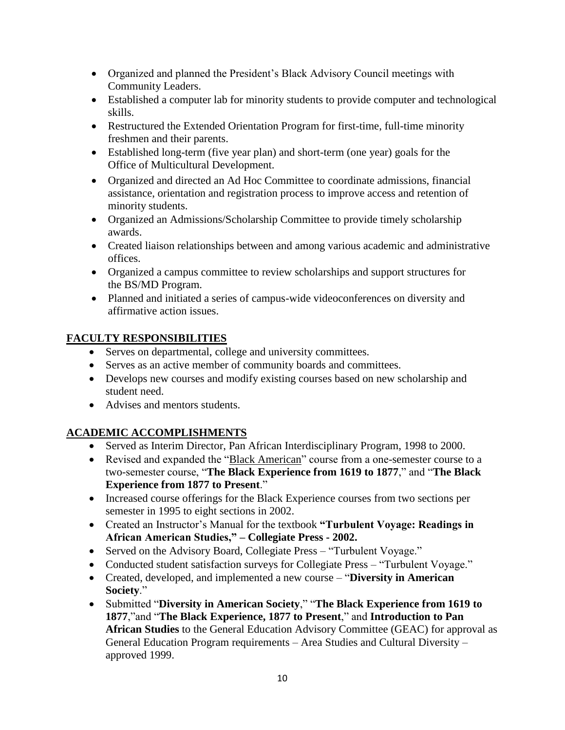- Organized and planned the President's Black Advisory Council meetings with Community Leaders.
- Established a computer lab for minority students to provide computer and technological skills.
- Restructured the Extended Orientation Program for first-time, full-time minority freshmen and their parents.
- Established long-term (five year plan) and short-term (one year) goals for the Office of Multicultural Development.
- Organized and directed an Ad Hoc Committee to coordinate admissions, financial assistance, orientation and registration process to improve access and retention of minority students.
- Organized an Admissions/Scholarship Committee to provide timely scholarship awards.
- Created liaison relationships between and among various academic and administrative offices.
- Organized a campus committee to review scholarships and support structures for the BS/MD Program.
- Planned and initiated a series of campus-wide videoconferences on diversity and affirmative action issues.

## FACULTY RESPONSIBILITIES

- Serves on departmental, college and university committees.
- Serves as an active member of community boards and committees.
- Develops new courses and modify existing courses based on new scholarship and student need.
- Advises and mentors students.

## ACADEMIC ACCOMPLISHMENTS

- Served as Interim Director, Pan African Interdisciplinary Program, 1998 to 2000.
- Revised and expanded the "Black American" course from a one-semester course to a two-semester course, "**The Black Experience from 1619 to 1877**," and "**The Black Experience from 1877 to Present**."
- Increased course offerings for the Black Experience courses from two sections per semester in 1995 to eight sections in 2002.
- Created an Instructor's Manual for the textbook **"Turbulent Voyage: Readings in African American Studies," – Collegiate Press - 2002.**
- Served on the Advisory Board, Collegiate Press – "Turbulent Voyage."
- Conducted student satisfaction surveys for Collegiate Press – "Turbulent Voyage."
- Created, developed, and implemented a new course – "**Diversity in American Society**."
- Submitted "**Diversity in American Society**," "**The Black Experience from 1619 to 1877**,"and "**The Black Experience, 1877 to Present**," and **Introduction to Pan African Studies** to the General Education Advisory Committee (GEAC) for approval as General Education Program requirements – Area Studies and Cultural Diversity – approved 1999.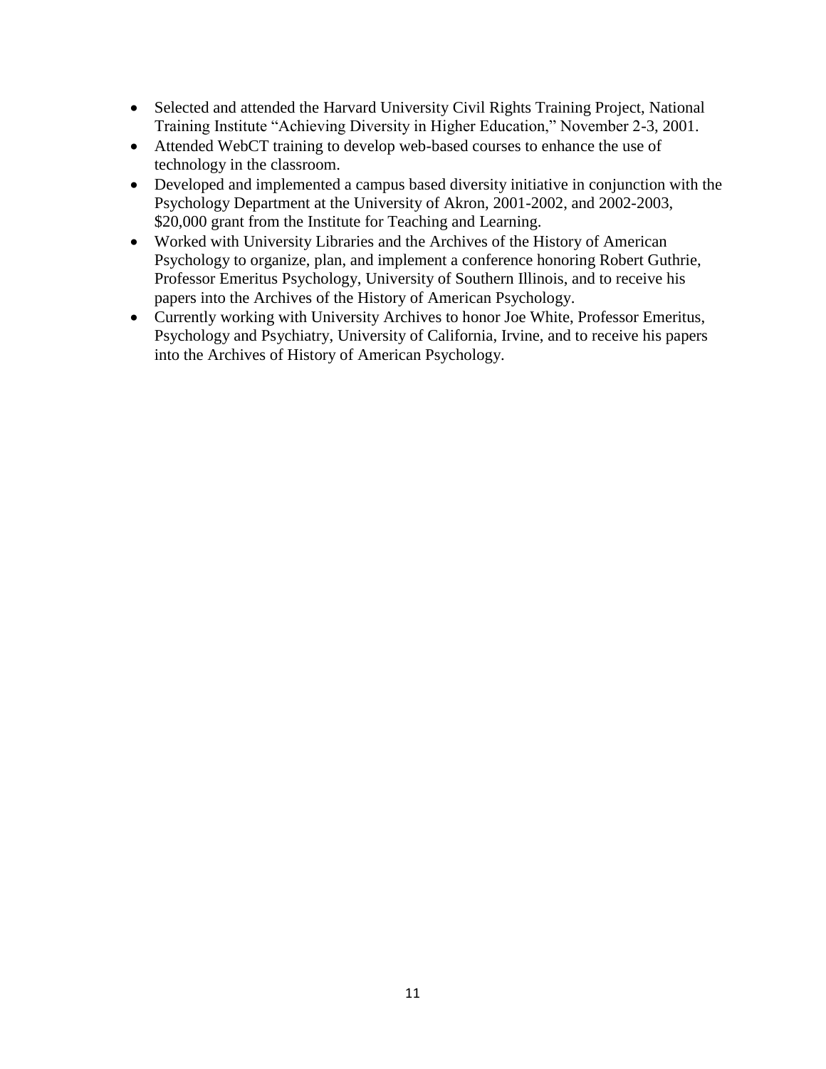- Selected and attended the Harvard University Civil Rights Training Project, National Training Institute "Achieving Diversity in Higher Education," November 2-3, 2001.
- Attended WebCT training to develop web-based courses to enhance the use of technology in the classroom.
- Developed and implemented a campus based diversity initiative in conjunction with the Psychology Department at the University of Akron, 2001-2002, and 2002-2003, $20,000 grant from the Institute for Teaching and Learning.
- Worked with University Libraries and the Archives of the History of American Psychology to organize, plan, and implement a conference honoring Robert Guthrie, Professor Emeritus Psychology, University of Southern Illinois, and to receive his papers into the Archives of the History of American Psychology.
- Currently working with University Archives to honor Joe White, Professor Emeritus, Psychology and Psychiatry, University of California, Irvine, and to receive his papers into the Archives of History of American Psychology.